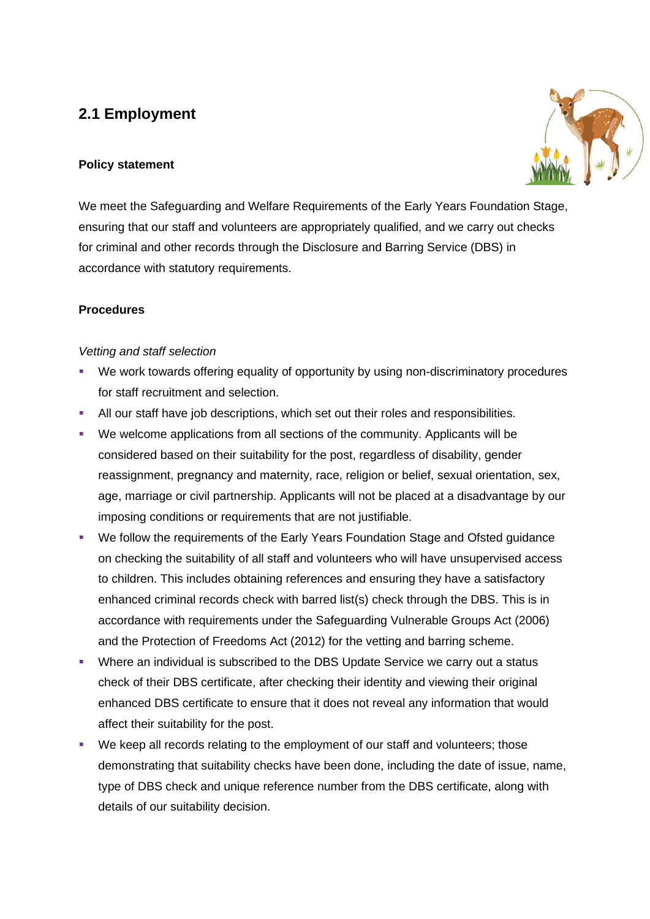## 2.1 Employment

**Policy statement**

We meet the Safeguarding and Welfare Requirements of the Early Years Foundation Stage, ensuring that our staff and volunteers are appropriately qualified, and we carry out checks for criminal and other records through the Disclosure and Barring Service (DBS) in accordance with statutory requirements.

**Procedures**

*Vetting and staff selection*

- We work towards offering equality of opportunity by using non-discriminatory procedures for staff recruitment and selection.
- All our staff have job descriptions, which set out their roles and responsibilities.
- We welcome applications from all sections of the community. Applicants will be considered based on their suitability for the post, regardless of disability, gender reassignment, pregnancy and maternity, race, religion or belief, sexual orientation, sex, age, marriage or civil partnership. Applicants will not be placed at a disadvantage by our imposing conditions or requirements that are not justifiable.
- We follow the requirements of the Early Years Foundation Stage and Ofsted guidance on checking the suitability of all staff and volunteers who will have unsupervised access to children. This includes obtaining references and ensuring they have a satisfactory enhanced criminal records check with barred list(s) check through the DBS. This is in accordance with requirements under the Safeguarding Vulnerable Groups Act (2006) and the Protection of Freedoms Act (2012) for the vetting and barring scheme.
- Where an individual is subscribed to the DBS Update Service we carry out a status check of their DBS certificate, after checking their identity and viewing their original enhanced DBS certificate to ensure that it does not reveal any information that would affect their suitability for the post.
- We keep all records relating to the employment of our staff and volunteers; those demonstrating that suitability checks have been done, including the date of issue, name, type of DBS check and unique reference number from the DBS certificate, along with details of our suitability decision.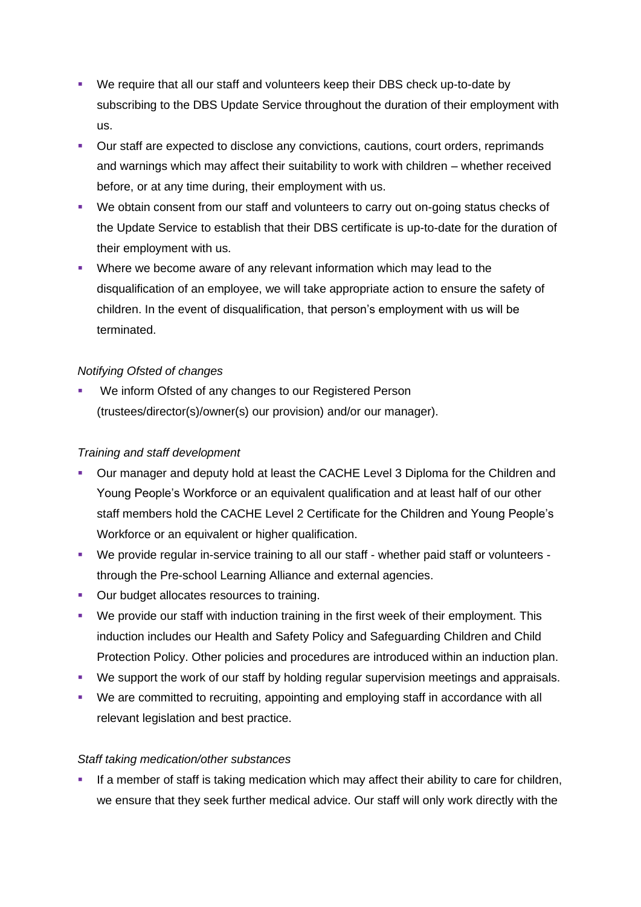- We require that all our staff and volunteers keep their DBS check up-to-date by subscribing to the DBS Update Service throughout the duration of their employment with us.
- Our staff are expected to disclose any convictions, cautions, court orders, reprimands and warnings which may affect their suitability to work with children – whether received before, or at any time during, their employment with us.
- We obtain consent from our staff and volunteers to carry out on-going status checks of the Update Service to establish that their DBS certificate is up-to-date for the duration of their employment with us.
- Where we become aware of any relevant information which may lead to the disqualification of an employee, we will take appropriate action to ensure the safety of children. In the event of disqualification, that person's employment with us will be terminated.

*Notifying Ofsted of changes*

- We inform Ofsted of any changes to our Registered Person (trustees/director(s)/owner(s) our provision) and/or our manager).

*Training and staff development*

- Our manager and deputy hold at least the CACHE Level 3 Diploma for the Children and Young People's Workforce or an equivalent qualification and at least half of our other staff members hold the CACHE Level 2 Certificate for the Children and Young People's Workforce or an equivalent or higher qualification.
- We provide regular in-service training to all our staff - whether paid staff or volunteers - through the Pre-school Learning Alliance and external agencies.
- Our budget allocates resources to training.
- We provide our staff with induction training in the first week of their employment. This induction includes our Health and Safety Policy and Safeguarding Children and Child Protection Policy. Other policies and procedures are introduced within an induction plan.
- We support the work of our staff by holding regular supervision meetings and appraisals.
- We are committed to recruiting, appointing and employing staff in accordance with all relevant legislation and best practice.

*Staff taking medication/other substances*

- If a member of staff is taking medication which may affect their ability to care for children, we ensure that they seek further medical advice. Our staff will only work directly with the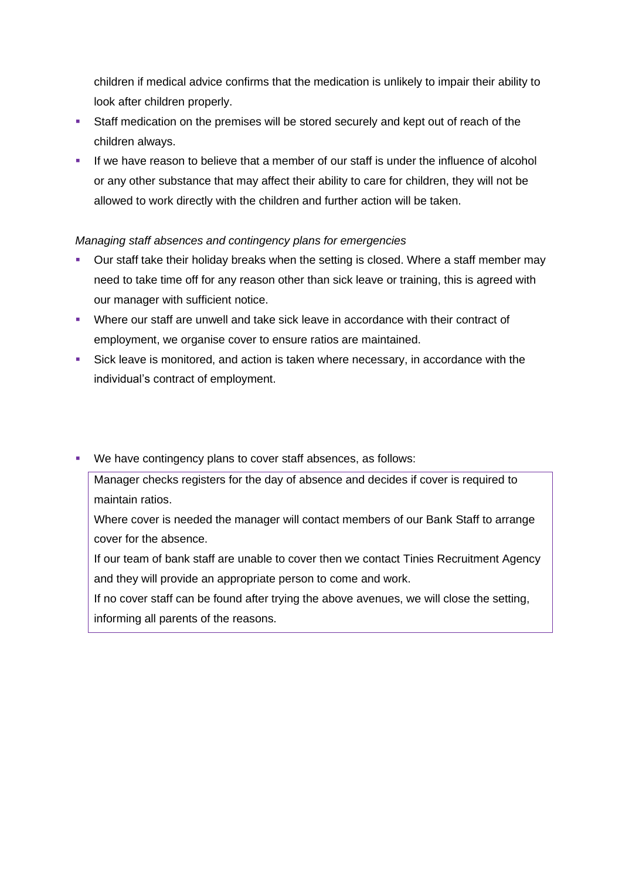children if medical advice confirms that the medication is unlikely to impair their ability to look after children properly.

- Staff medication on the premises will be stored securely and kept out of reach of the children always.
- If we have reason to believe that a member of our staff is under the influence of alcohol or any other substance that may affect their ability to care for children, they will not be allowed to work directly with the children and further action will be taken.

*Managing staff absences and contingency plans for emergencies*

- Our staff take their holiday breaks when the setting is closed. Where a staff member may need to take time off for any reason other than sick leave or training, this is agreed with our manager with sufficient notice.
- Where our staff are unwell and take sick leave in accordance with their contract of employment, we organise cover to ensure ratios are maintained.
- Sick leave is monitored, and action is taken where necessary, in accordance with the individual's contract of employment.

- We have contingency plans to cover staff absences, as follows:

Manager checks registers for the day of absence and decides if cover is required to maintain ratios.
Where cover is needed the manager will contact members of our Bank Staff to arrange cover for the absence.
If our team of bank staff are unable to cover then we contact Tinies Recruitment Agency and they will provide an appropriate person to come and work.
If no cover staff can be found after trying the above avenues, we will close the setting, informing all parents of the reasons.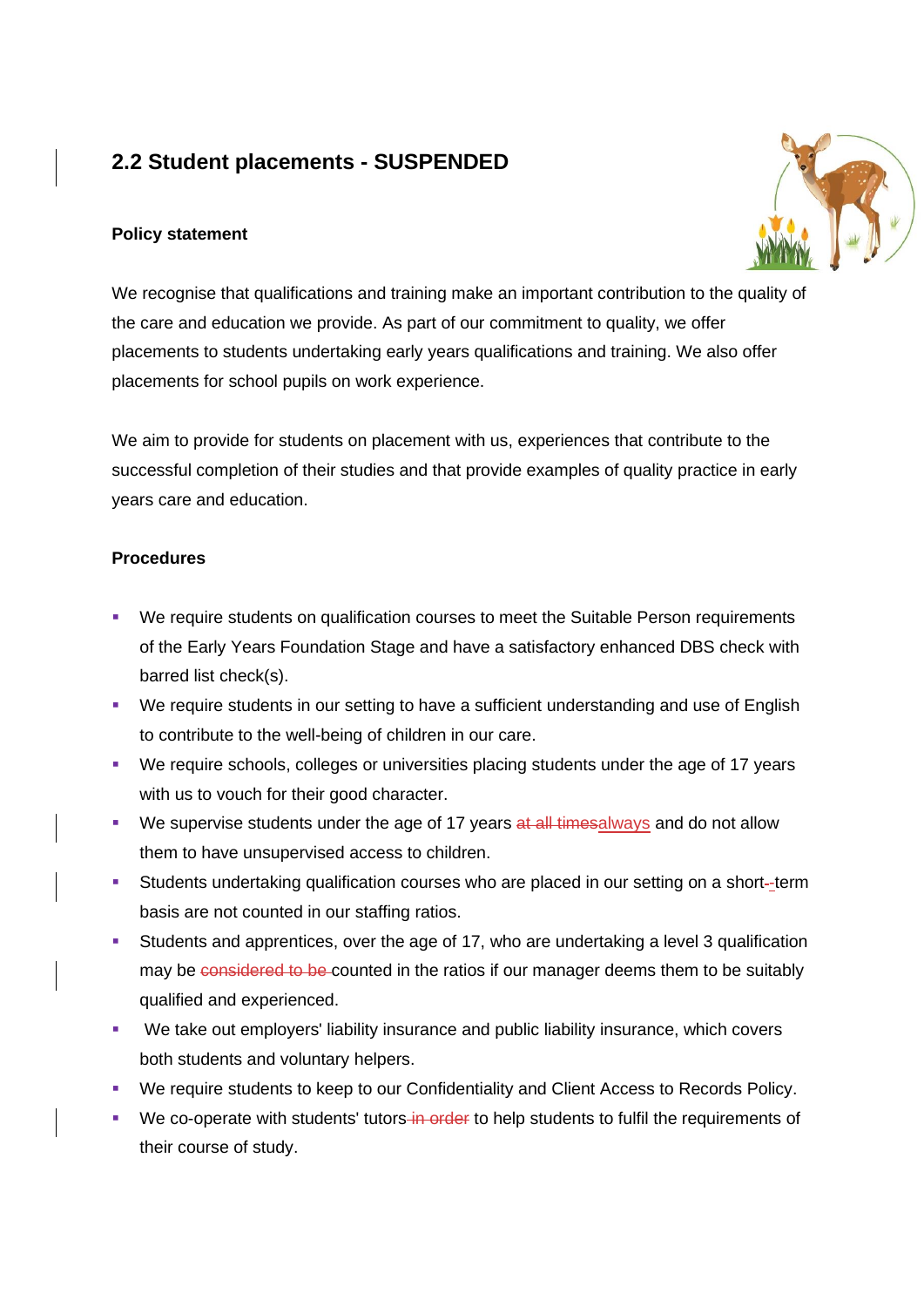## 2.2 Student placements - SUSPENDED

**Policy statement**

We recognise that qualifications and training make an important contribution to the quality of the care and education we provide. As part of our commitment to quality, we offer placements to students undertaking early years qualifications and training. We also offer placements for school pupils on work experience.

We aim to provide for students on placement with us, experiences that contribute to the successful completion of their studies and that provide examples of quality practice in early years care and education.

**Procedures**

- We require students on qualification courses to meet the Suitable Person requirements of the Early Years Foundation Stage and have a satisfactory enhanced DBS check with barred list check(s).
- We require students in our setting to have a sufficient understanding and use of English to contribute to the well-being of children in our care.
- We require schools, colleges or universities placing students under the age of 17 years with us to vouch for their good character.
- We supervise students under the age of 17 years ~~at all times~~always and do not allow them to have unsupervised access to children.
- Students undertaking qualification courses who are placed in our setting on a short-term basis are not counted in our staffing ratios.
- Students and apprentices, over the age of 17, who are undertaking a level 3 qualification may be ~~considered to be~~ counted in the ratios if our manager deems them to be suitably qualified and experienced.
- We take out employers' liability insurance and public liability insurance, which covers both students and voluntary helpers.
- We require students to keep to our Confidentiality and Client Access to Records Policy.
- We co-operate with students' tutors ~~in order~~ to help students to fulfil the requirements of their course of study.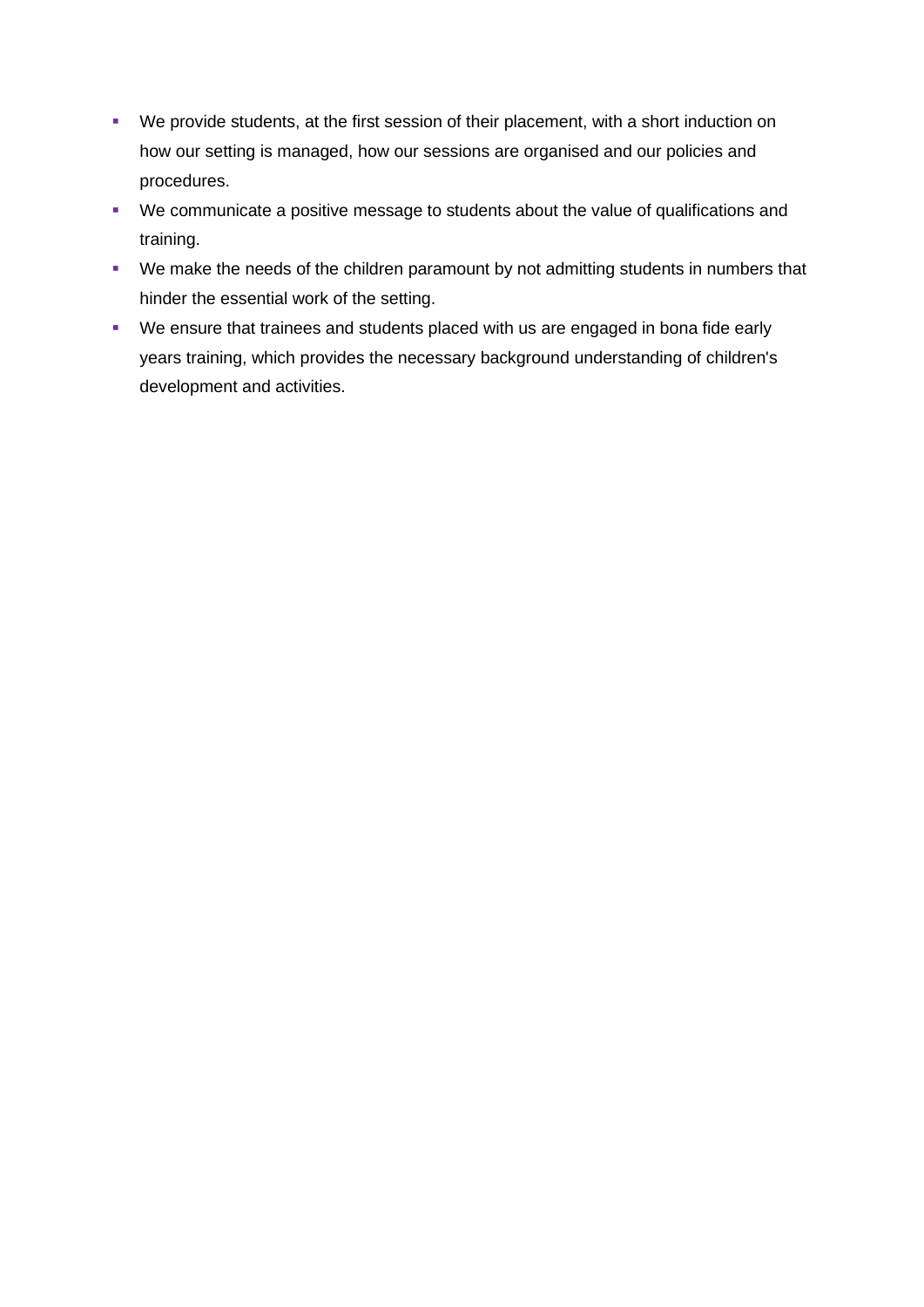- We provide students, at the first session of their placement, with a short induction on how our setting is managed, how our sessions are organised and our policies and procedures.
- We communicate a positive message to students about the value of qualifications and training.
- We make the needs of the children paramount by not admitting students in numbers that hinder the essential work of the setting.
- We ensure that trainees and students placed with us are engaged in bona fide early years training, which provides the necessary background understanding of children's development and activities.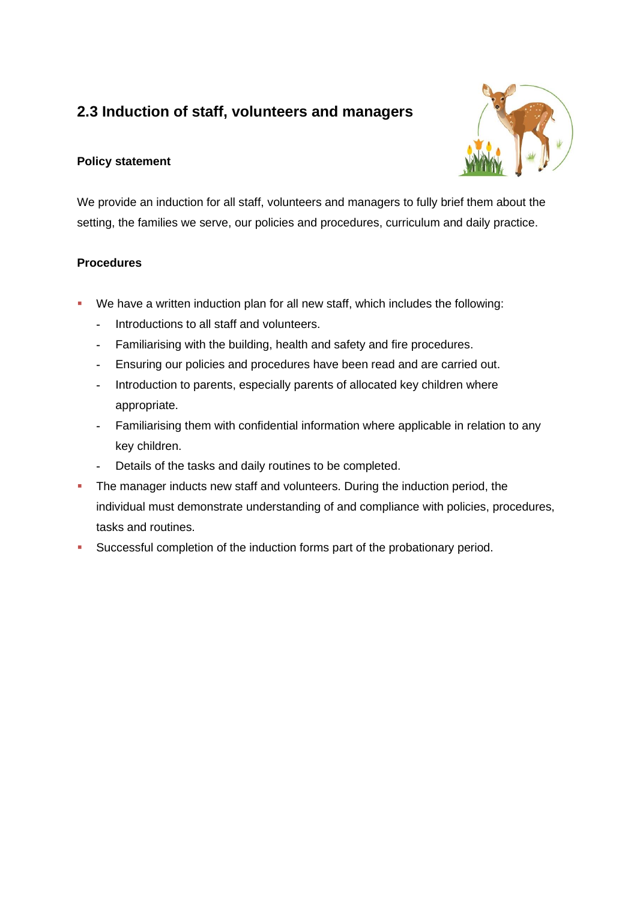## 2.3 Induction of staff, volunteers and managers

**Policy statement**

We provide an induction for all staff, volunteers and managers to fully brief them about the setting, the families we serve, our policies and procedures, curriculum and daily practice.

**Procedures**

- We have a written induction plan for all new staff, which includes the following:
  - Introductions to all staff and volunteers.
  - Familiarising with the building, health and safety and fire procedures.
  - Ensuring our policies and procedures have been read and are carried out.
  - Introduction to parents, especially parents of allocated key children where appropriate.
  - Familiarising them with confidential information where applicable in relation to any key children.
  - Details of the tasks and daily routines to be completed.
- The manager inducts new staff and volunteers. During the induction period, the individual must demonstrate understanding of and compliance with policies, procedures, tasks and routines.
- Successful completion of the induction forms part of the probationary period.